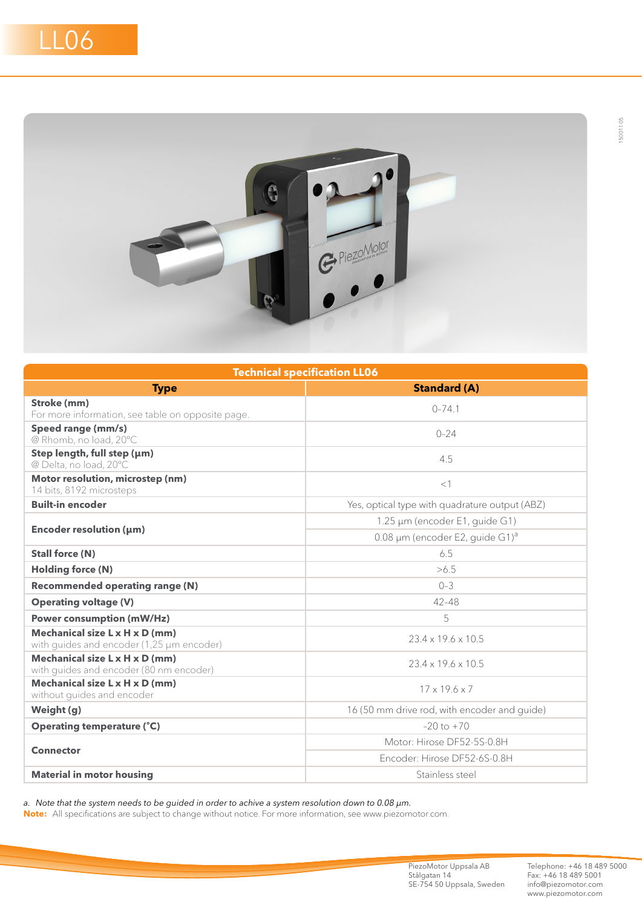# LL06

| Technical specification LL06 | |
|---|---|
| **Type** | **Standard (A)** |
| **Stroke (mm)**<br>For more information, see table on opposite page. | 0–74.1 |
| **Speed range (mm/s)**<br>@ Rhomb, no load, 20°C | 0–24 |
| **Step length, full step (µm)**<br>@ Delta, no load, 20°C | 4.5 |
| **Motor resolution, microstep (nm)**<br>14 bits, 8192 microsteps | <1 |
| **Built-in encoder** | Yes, optical type with quadrature output (ABZ) |
| **Encoder resolution (µm)** | 1.25 µm (encoder E1, guide G1) |
| | 0.08 µm (encoder E2, guide G1)[a] |
| **Stall force (N)** | 6.5 |
| **Holding force (N)** | >6.5 |
| **Recommended operating range (N)** | 0–3 |
| **Operating voltage (V)** | 42–48 |
| **Power consumption (mW/Hz)** | 5 |
| **Mechanical size L x H x D (mm)**<br>with guides and encoder (1,25 µm encoder) | 23.4 x 19.6 x 10.5 |
| **Mechanical size L x H x D (mm)**<br>with guides and encoder (80 nm encoder) | 23.4 x 19.6 x 10.5 |
| **Mechanical size L x H x D (mm)**<br>without guides and encoder | 17 x 19.6 x 7 |
| **Weight (g)** | 16 (50 mm drive rod, with encoder and guide) |
| **Operating temperature (°C)** | -20 to +70 |
| **Connector** | Motor: Hirose DF52-5S-0.8H |
| | Encoder: Hirose DF52-6S-0.8H |
| **Material in motor housing** | Stainless steel |

*a. Note that the system needs to be guided in order to achive a system resolution down to 0.08 µm.*

**Note:** All specifications are subject to change without notice. For more information, see www.piezomotor.com.

PiezoMotor Uppsala AB
Stålgatan 14
SE-754 50 Uppsala, Sweden

Telephone: +46 18 489 5000
Fax: +46 18 489 5001
info@piezomotor.com
www.piezomotor.com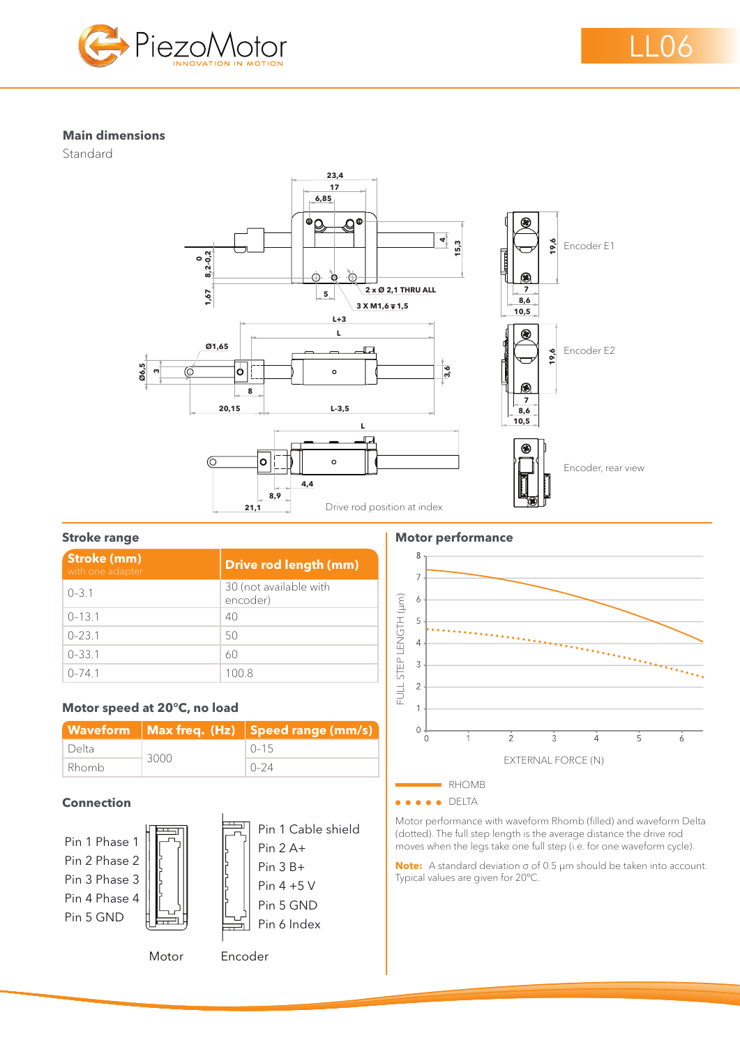# LL06

## Main dimensions

Standard

23,4
17
6,85
4
15,3
0
8,2-0,2
1,67
5
2 x Ø 2,1 THRU ALL
3 X M1,6 ⊽ 1,5
L+3
L
Ø1,65
Ø6,5
3
8
20,15
L-3,5
3,6
L
4,4
8,9
21,1
Drive rod position at index

19,6
7
8,6
10,5
Encoder E1

19,6
7
8,6
10,5
Encoder E2

Encoder, rear view

## Stroke range

| Stroke (mm) with one adapter | Drive rod length (mm) |
|---|---|
| 0-3.1 | 30 (not available with encoder) |
| 0-13.1 | 40 |
| 0-23.1 | 50 |
| 0-33.1 | 60 |
| 0-74.1 | 100.8 |

## Motor speed at 20°C, no load

| Waveform | Max freq. (Hz) | Speed range (mm/s) |
|---|---|---|
| Delta | 3000 | 0-15 |
| Rhomb | | 0-24 |

## Connection

Pin 1 Phase 1
Pin 2 Phase 2
Pin 3 Phase 3
Pin 4 Phase 4
Pin 5 GND

Motor

Pin 1 Cable shield
Pin 2 A+
Pin 3 B+
Pin 4 +5 V
Pin 5 GND
Pin 6 Index

Encoder

## Motor performance

FULL STEP LENGTH (µm)
0
1
2
3
4
5
6
7
8

EXTERNAL FORCE (N)
0
1
2
3
4
5
6

RHOMB
DELTA

Motor performance with waveform Rhomb (filled) and waveform Delta (dotted). The full step length is the average distance the drive rod moves when the legs take one full step (i.e. for one waveform cycle).

**Note:** A standard deviation σ of 0.5 µm should be taken into account. Typical values are given for 20ºC.